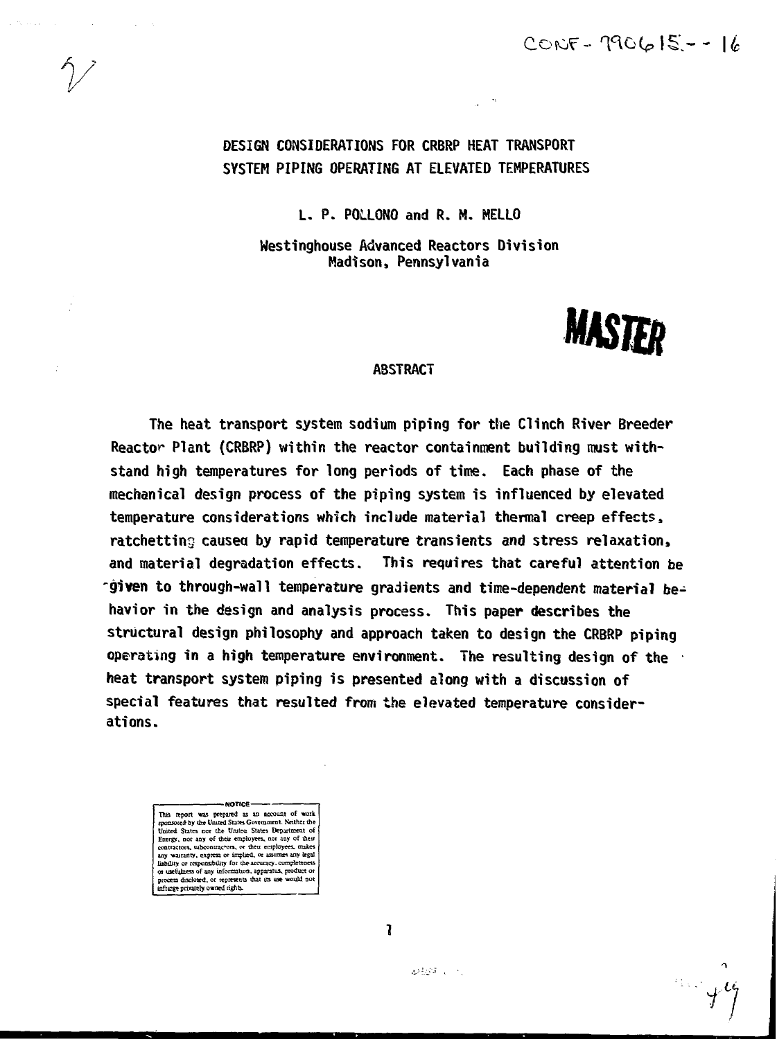CONF-790615--16

# DESIGN CONSIDERATIONS FOR CRBRP HEAT TRANSPORT SYSTEM PIPING OPERATING AT ELEVATED TEMPERATURES

L. P. POLLONO and R. M. MELLO

Westinghouse Advanced Reactors Division
Madison, Pennsylvania

**MASTER**

## ABSTRACT

The heat transport system sodium piping for the Clinch River Breeder Reactor Plant (CRBRP) within the reactor containment building must withstand high temperatures for long periods of time. Each phase of the mechanical design process of the piping system is influenced by elevated temperature considerations which include material thermal creep effects, ratchetting caused by rapid temperature transients and stress relaxation, and material degradation effects. This requires that careful attention be given to through-wall temperature gradients and time-dependent material behavior in the design and analysis process. This paper describes the structural design philosophy and approach taken to design the CRBRP piping operating in a high temperature environment. The resulting design of the heat transport system piping is presented along with a discussion of special features that resulted from the elevated temperature considerations.

NOTICE

This report was prepared as an account of work sponsored by the United States Government. Neither the United States nor the United States Department of Energy, nor any of their employees, nor any of their contractors, subcontractors, or their employees, makes any warranty, express or implied, or assumes any legal liability or responsibility for the accuracy, completeness or usefulness of any information, apparatus, product or process disclosed, or represents that its use would not infringe privately owned rights.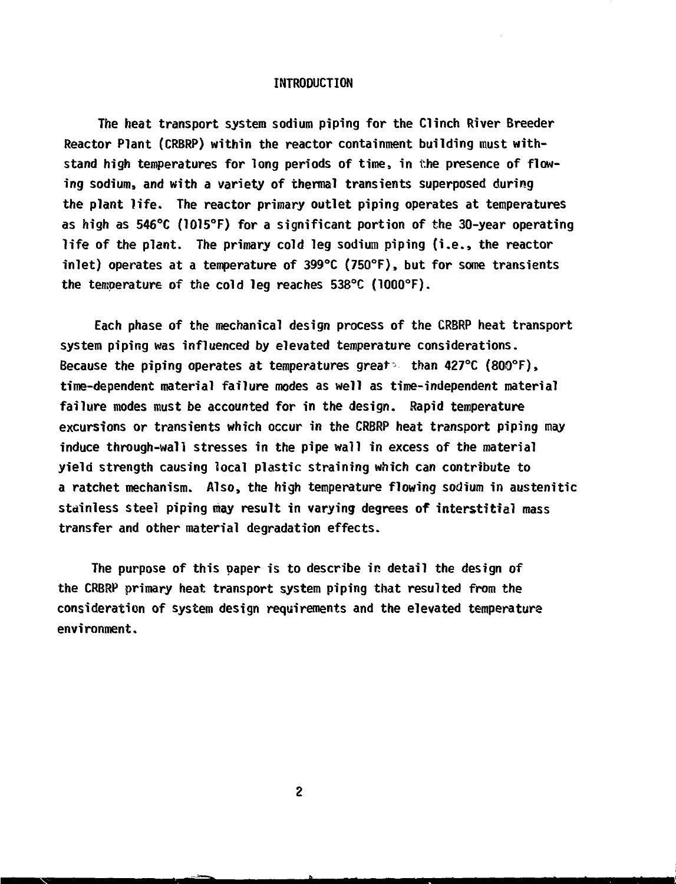# INTRODUCTION

The heat transport system sodium piping for the Clinch River Breeder Reactor Plant (CRBRP) within the reactor containment building must withstand high temperatures for long periods of time, in the presence of flowing sodium, and with a variety of thermal transients superposed during the plant life. The reactor primary outlet piping operates at temperatures as high as 546°C (1015°F) for a significant portion of the 30-year operating life of the plant. The primary cold leg sodium piping (i.e., the reactor inlet) operates at a temperature of 399°C (750°F), but for some transients the temperature of the cold leg reaches 538°C (1000°F).

Each phase of the mechanical design process of the CRBRP heat transport system piping was influenced by elevated temperature considerations. Because the piping operates at temperatures greater than 427°C (800°F), time-dependent material failure modes as well as time-independent material failure modes must be accounted for in the design. Rapid temperature excursions or transients which occur in the CRBRP heat transport piping may induce through-wall stresses in the pipe wall in excess of the material yield strength causing local plastic straining which can contribute to a ratchet mechanism. Also, the high temperature flowing sodium in austenitic stainless steel piping may result in varying degrees of interstitial mass transfer and other material degradation effects.

The purpose of this paper is to describe in detail the design of the CRBRP primary heat transport system piping that resulted from the consideration of system design requirements and the elevated temperature environment.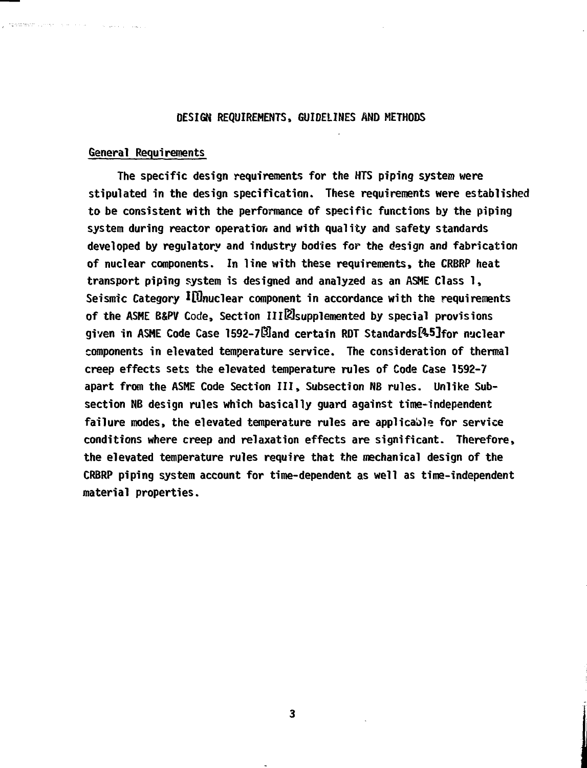## DESIGN REQUIREMENTS, GUIDELINES AND METHODS

### General Requirements

The specific design requirements for the HTS piping system were stipulated in the design specification. These requirements were established to be consistent with the performance of specific functions by the piping system during reactor operation and with quality and safety standards developed by regulatory and industry bodies for the design and fabrication of nuclear components. In line with these requirements, the CRBRP heat transport piping system is designed and analyzed as an ASME Class 1, Seismic Category I[1] nuclear component in accordance with the requirements of the ASME B&PV Code, Section III[2] supplemented by special provisions given in ASME Code Case 1592-7[3] and certain RDT Standards[4,5] for nuclear components in elevated temperature service. The consideration of thermal creep effects sets the elevated temperature rules of Code Case 1592-7 apart from the ASME Code Section III, Subsection NB rules. Unlike Subsection NB design rules which basically guard against time-independent failure modes, the elevated temperature rules are applicable for service conditions where creep and relaxation effects are significant. Therefore, the elevated temperature rules require that the mechanical design of the CRBRP piping system account for time-dependent as well as time-independent material properties.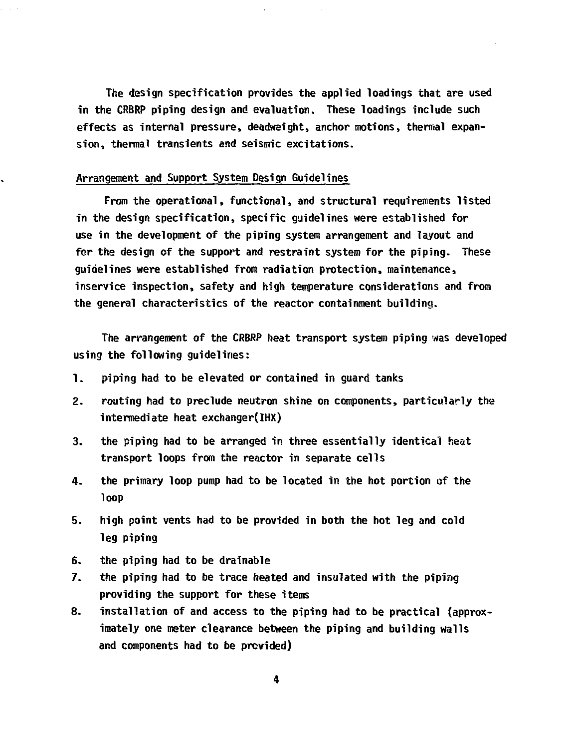The design specification provides the applied loadings that are used in the CRBRP piping design and evaluation. These loadings include such effects as internal pressure, deadweight, anchor motions, thermal expansion, thermal transients and seismic excitations.

## Arrangement and Support System Design Guidelines

From the operational, functional, and structural requirements listed in the design specification, specific guidelines were established for use in the development of the piping system arrangement and layout and for the design of the support and restraint system for the piping. These guidelines were established from radiation protection, maintenance, inservice inspection, safety and high temperature considerations and from the general characteristics of the reactor containment building.

The arrangement of the CRBRP heat transport system piping was developed using the following guidelines:

1. piping had to be elevated or contained in guard tanks
2. routing had to preclude neutron shine on components, particularly the intermediate heat exchanger(IHX)
3. the piping had to be arranged in three essentially identical heat transport loops from the reactor in separate cells
4. the primary loop pump had to be located in the hot portion of the loop
5. high point vents had to be provided in both the hot leg and cold leg piping
6. the piping had to be drainable
7. the piping had to be trace heated and insulated with the piping providing the support for these items
8. installation of and access to the piping had to be practical (approximately one meter clearance between the piping and building walls and components had to be provided)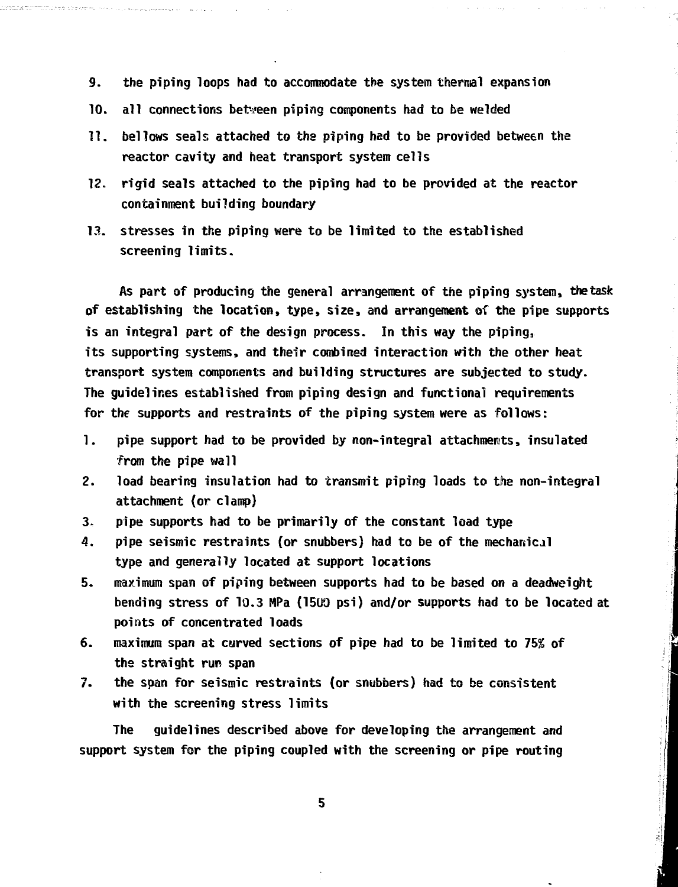9. the piping loops had to accommodate the system thermal expansion
10. all connections between piping components had to be welded
11. bellows seals attached to the piping had to be provided between the reactor cavity and heat transport system cells
12. rigid seals attached to the piping had to be provided at the reactor containment building boundary
13. stresses in the piping were to be limited to the established screening limits.

As part of producing the general arrangement of the piping system, the task of establishing the location, type, size, and arrangement of the pipe supports is an integral part of the design process. In this way the piping, its supporting systems, and their combined interaction with the other heat transport system components and building structures are subjected to study. The guidelines established from piping design and functional requirements for the supports and restraints of the piping system were as follows:

1. pipe support had to be provided by non-integral attachments, insulated from the pipe wall
2. load bearing insulation had to transmit piping loads to the non-integral attachment (or clamp)
3. pipe supports had to be primarily of the constant load type
4. pipe seismic restraints (or snubbers) had to be of the mechanical type and generally located at support locations
5. maximum span of piping between supports had to be based on a deadweight bending stress of 10.3 MPa (1500 psi) and/or supports had to be located at points of concentrated loads
6. maximum span at curved sections of pipe had to be limited to 75% of the straight run span
7. the span for seismic restraints (or snubbers) had to be consistent with the screening stress limits

The guidelines described above for developing the arrangement and support system for the piping coupled with the screening or pipe routing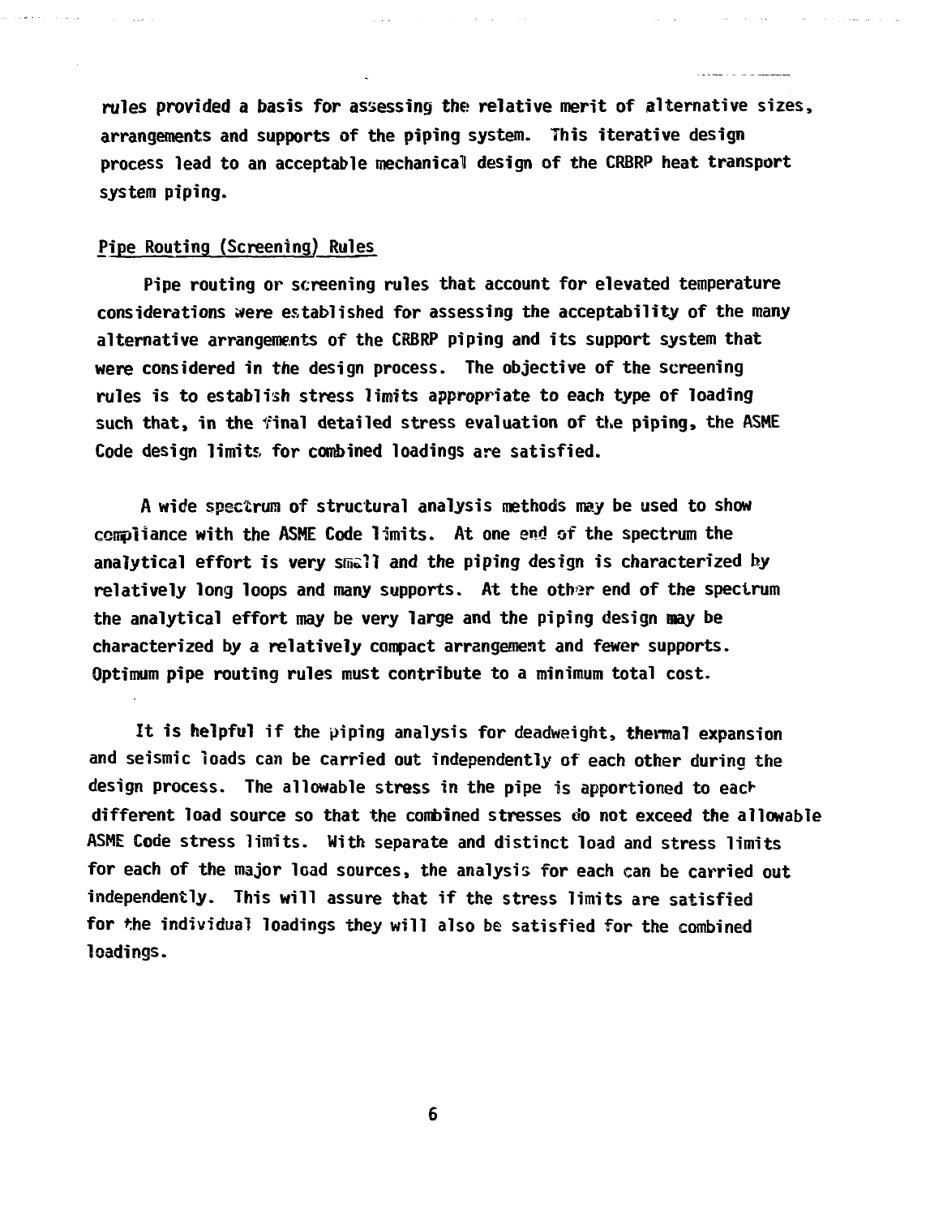rules provided a basis for assessing the relative merit of alternative sizes, arrangements and supports of the piping system. This iterative design process lead to an acceptable mechanical design of the CRBRP heat transport system piping.

## Pipe Routing (Screening) Rules

Pipe routing or screening rules that account for elevated temperature considerations were established for assessing the acceptability of the many alternative arrangements of the CRBRP piping and its support system that were considered in the design process. The objective of the screening rules is to establish stress limits appropriate to each type of loading such that, in the final detailed stress evaluation of the piping, the ASME Code design limits for combined loadings are satisfied.

A wide spectrum of structural analysis methods may be used to show compliance with the ASME Code limits. At one end of the spectrum the analytical effort is very small and the piping design is characterized by relatively long loops and many supports. At the other end of the spectrum the analytical effort may be very large and the piping design may be characterized by a relatively compact arrangement and fewer supports. Optimum pipe routing rules must contribute to a minimum total cost.

It is helpful if the piping analysis for deadweight, thermal expansion and seismic loads can be carried out independently of each other during the design process. The allowable stress in the pipe is apportioned to each different load source so that the combined stresses do not exceed the allowable ASME Code stress limits. With separate and distinct load and stress limits for each of the major load sources, the analysis for each can be carried out independently. This will assure that if the stress limits are satisfied for the individual loadings they will also be satisfied for the combined loadings.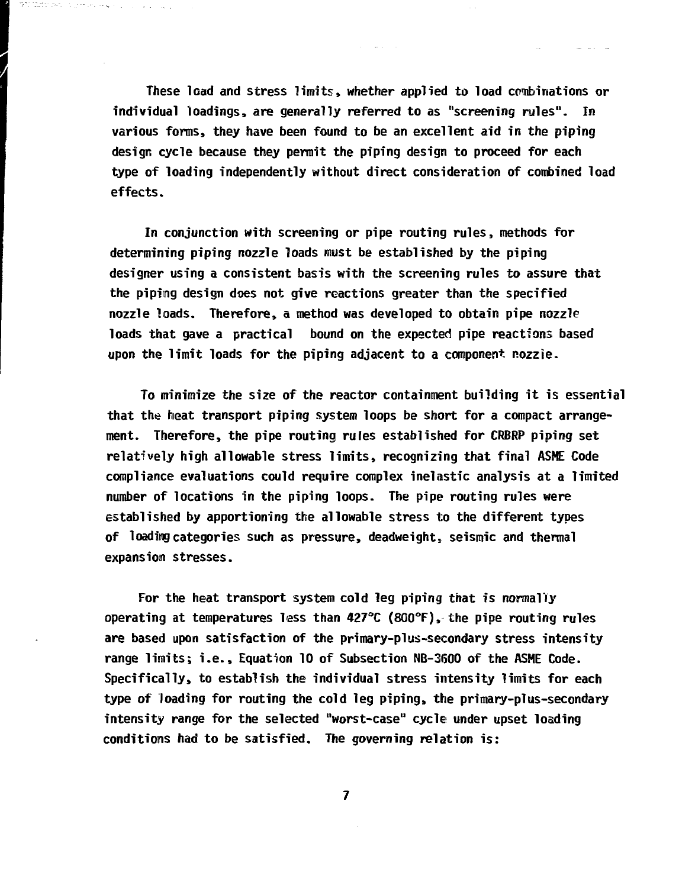These load and stress limits, whether applied to load combinations or individual loadings, are generally referred to as "screening rules". In various forms, they have been found to be an excellent aid in the piping design cycle because they permit the piping design to proceed for each type of loading independently without direct consideration of combined load effects.

In conjunction with screening or pipe routing rules, methods for determining piping nozzle loads must be established by the piping designer using a consistent basis with the screening rules to assure that the piping design does not give reactions greater than the specified nozzle loads. Therefore, a method was developed to obtain pipe nozzle loads that gave a practical bound on the expected pipe reactions based upon the limit loads for the piping adjacent to a component nozzle.

To minimize the size of the reactor containment building it is essential that the heat transport piping system loops be short for a compact arrangement. Therefore, the pipe routing rules established for CRBRP piping set relatively high allowable stress limits, recognizing that final ASME Code compliance evaluations could require complex inelastic analysis at a limited number of locations in the piping loops. The pipe routing rules were established by apportioning the allowable stress to the different types of loading categories such as pressure, deadweight, seismic and thermal expansion stresses.

For the heat transport system cold leg piping that is normally operating at temperatures less than 427°C (800°F), the pipe routing rules are based upon satisfaction of the primary-plus-secondary stress intensity range limits; i.e., Equation 10 of Subsection NB-3600 of the ASME Code. Specifically, to establish the individual stress intensity limits for each type of loading for routing the cold leg piping, the primary-plus-secondary intensity range for the selected "worst-case" cycle under upset loading conditions had to be satisfied. The governing relation is: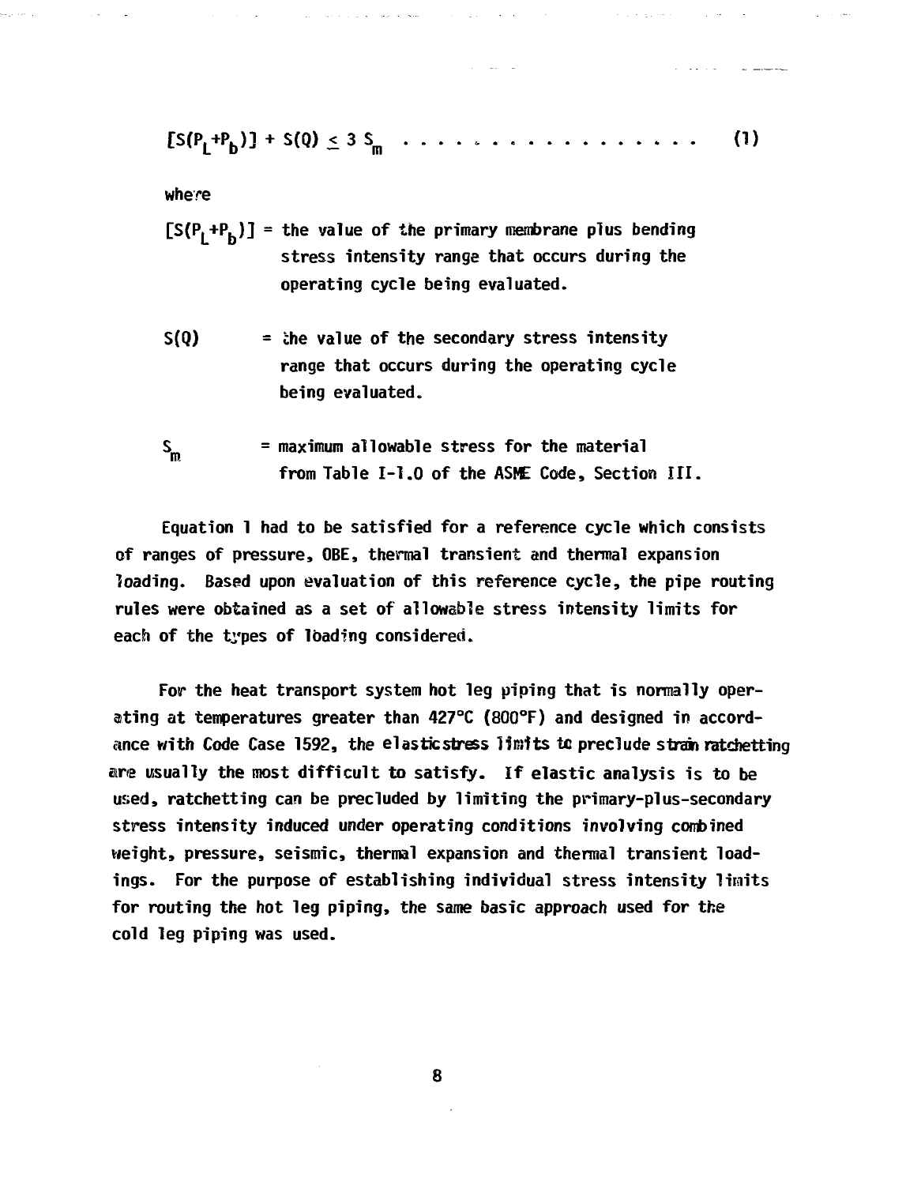$$[S(P_L+P_b)] + S(Q) \leq 3\ S_m \quad \ldots\ldots\ldots\ldots\ldots\ldots \quad (1)$$

where

$[S(P_L+P_b)]$ = the value of the primary membrane plus bending stress intensity range that occurs during the operating cycle being evaluated.

$S(Q)$ = the value of the secondary stress intensity range that occurs during the operating cycle being evaluated.

$S_m$ = maximum allowable stress for the material from Table I-1.0 of the ASME Code, Section III.

Equation 1 had to be satisfied for a reference cycle which consists of ranges of pressure, OBE, thermal transient and thermal expansion loading. Based upon evaluation of this reference cycle, the pipe routing rules were obtained as a set of allowable stress intensity limits for each of the types of loading considered.

For the heat transport system hot leg piping that is normally operating at temperatures greater than 427°C (800°F) and designed in accordance with Code Case 1592, the elastic stress limits to preclude strain ratchetting are usually the most difficult to satisfy. If elastic analysis is to be used, ratchetting can be precluded by limiting the primary-plus-secondary stress intensity induced under operating conditions involving combined weight, pressure, seismic, thermal expansion and thermal transient loadings. For the purpose of establishing individual stress intensity limits for routing the hot leg piping, the same basic approach used for the cold leg piping was used.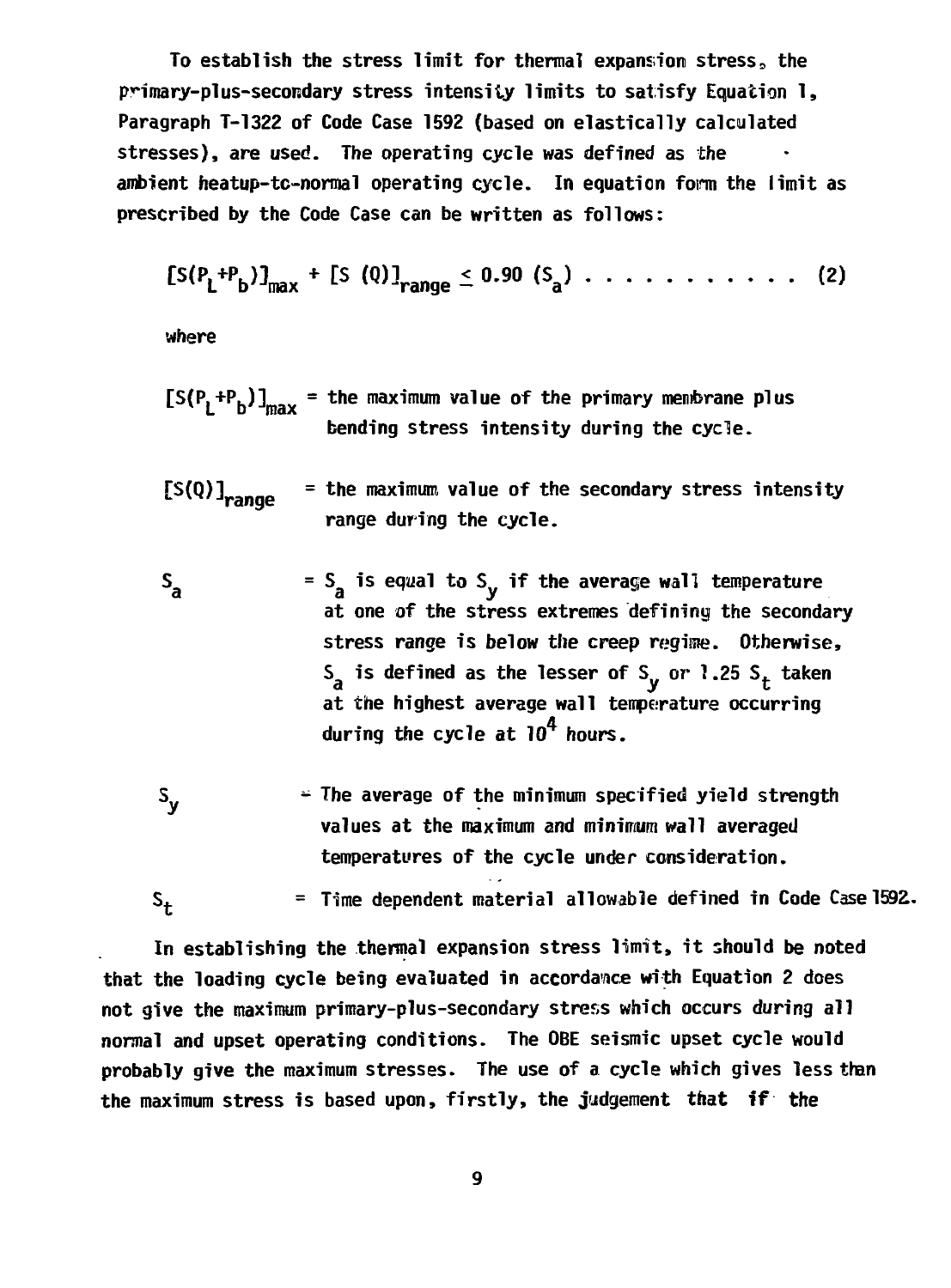To establish the stress limit for thermal expansion stress, the primary-plus-secondary stress intensity limits to satisfy Equation 1, Paragraph T-1322 of Code Case 1592 (based on elastically calculated stresses), are used. The operating cycle was defined as the ambient heatup-to-normal operating cycle. In equation form the limit as prescribed by the Code Case can be written as follows:

$$[S(P_L+P_b)]_{max} + [S\ (Q)]_{range} \leq 0.90\ (S_a) \quad . \ . \ . \ . \ . \ . \ . \ . \ . \ . \ . \quad (2)$$

where

$[S(P_L+P_b)]_{max}$ = the maximum value of the primary membrane plus bending stress intensity during the cycle.

$[S(Q)]_{range}$ = the maximum value of the secondary stress intensity range during the cycle.

$S_a$ = $S_a$ is equal to $S_y$ if the average wall temperature at one of the stress extremes defining the secondary stress range is below the creep regime. Otherwise, $S_a$ is defined as the lesser of $S_y$ or $1.25\ S_t$ taken at the highest average wall temperature occurring during the cycle at $10^4$ hours.

$S_y$ = The average of the minimum specified yield strength values at the maximum and minimum wall averaged temperatures of the cycle under consideration.

$S_t$ = Time dependent material allowable defined in Code Case 1592.

In establishing the thermal expansion stress limit, it should be noted that the loading cycle being evaluated in accordance with Equation 2 does not give the maximum primary-plus-secondary stress which occurs during all normal and upset operating conditions. The OBE seismic upset cycle would probably give the maximum stresses. The use of a cycle which gives less than the maximum stress is based upon, firstly, the judgement that if the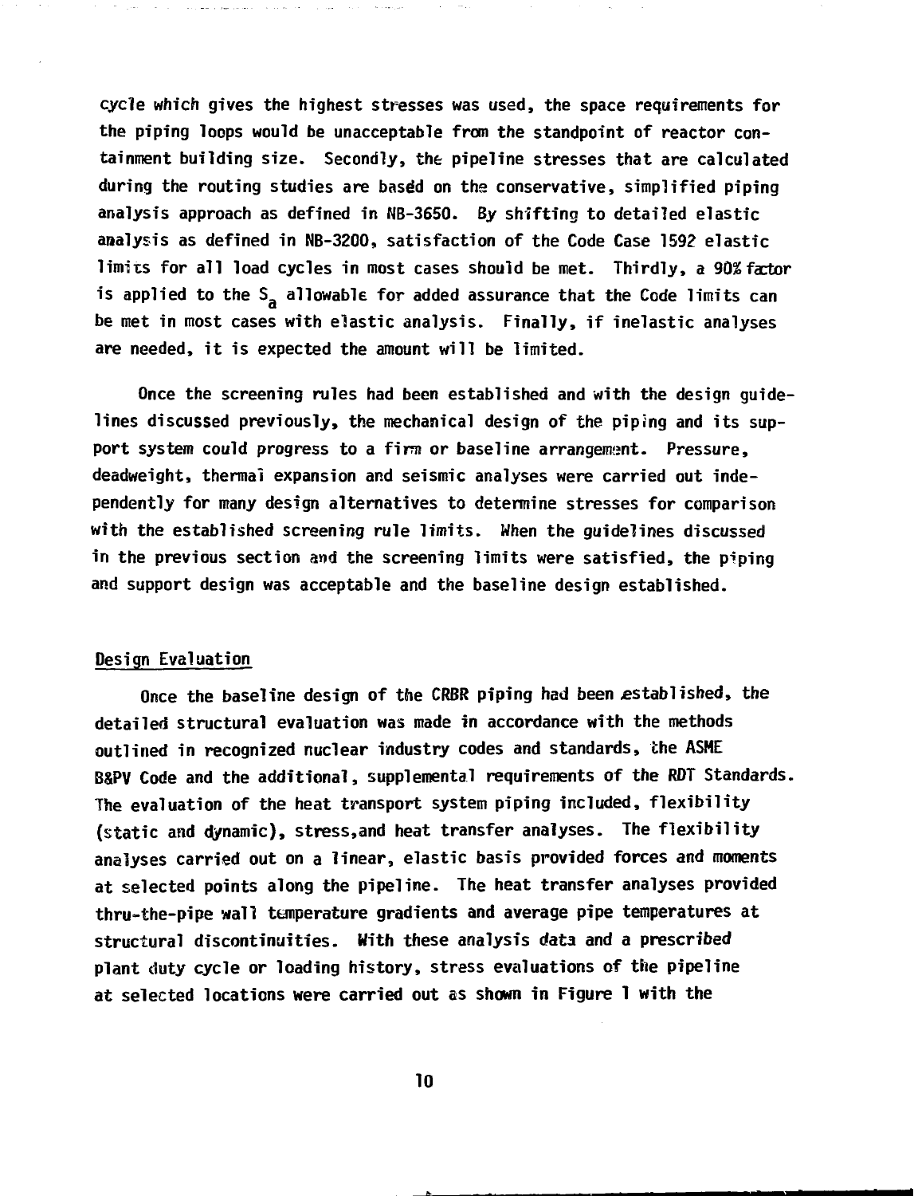cycle which gives the highest stresses was used, the space requirements for the piping loops would be unacceptable from the standpoint of reactor containment building size. Secondly, the pipeline stresses that are calculated during the routing studies are based on the conservative, simplified piping analysis approach as defined in NB-3650. By shifting to detailed elastic analysis as defined in NB-3200, satisfaction of the Code Case 1592 elastic limits for all load cycles in most cases should be met. Thirdly, a 90% factor is applied to the $S_a$ allowable for added assurance that the Code limits can be met in most cases with elastic analysis. Finally, if inelastic analyses are needed, it is expected the amount will be limited.

Once the screening rules had been established and with the design guidelines discussed previously, the mechanical design of the piping and its support system could progress to a firm or baseline arrangement. Pressure, deadweight, thermal expansion and seismic analyses were carried out independently for many design alternatives to determine stresses for comparison with the established screening rule limits. When the guidelines discussed in the previous section and the screening limits were satisfied, the piping and support design was acceptable and the baseline design established.

## Design Evaluation

Once the baseline design of the CRBR piping had been established, the detailed structural evaluation was made in accordance with the methods outlined in recognized nuclear industry codes and standards, the ASME B&PV Code and the additional, supplemental requirements of the RDT Standards. The evaluation of the heat transport system piping included, flexibility (static and dynamic), stress, and heat transfer analyses. The flexibility analyses carried out on a linear, elastic basis provided forces and moments at selected points along the pipeline. The heat transfer analyses provided thru-the-pipe wall temperature gradients and average pipe temperatures at structural discontinuities. With these analysis data and a prescribed plant duty cycle or loading history, stress evaluations of the pipeline at selected locations were carried out as shown in Figure 1 with the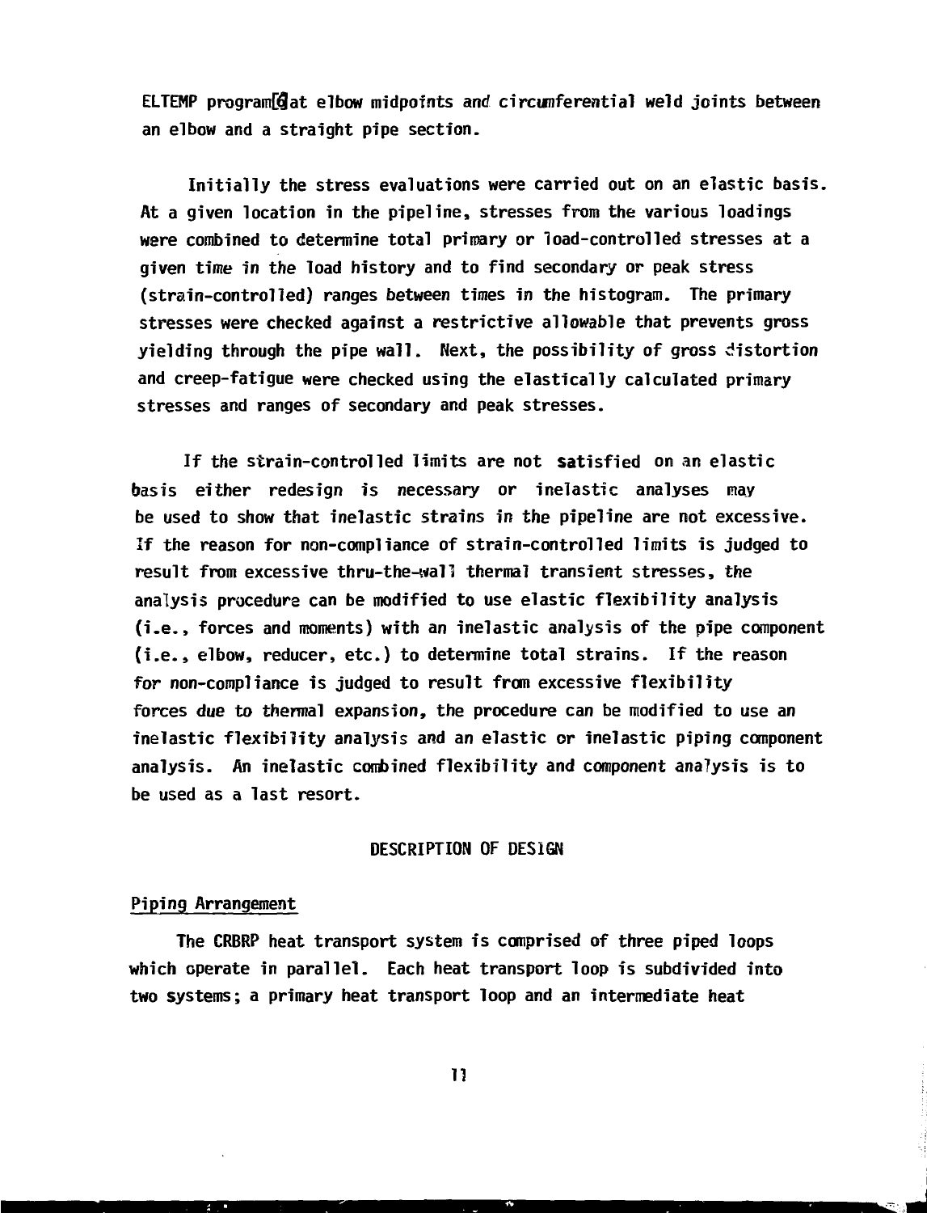ELTEMP program[6] at elbow midpoints and circumferential weld joints between an elbow and a straight pipe section.

Initially the stress evaluations were carried out on an elastic basis. At a given location in the pipeline, stresses from the various loadings were combined to determine total primary or load-controlled stresses at a given time in the load history and to find secondary or peak stress (strain-controlled) ranges between times in the histogram. The primary stresses were checked against a restrictive allowable that prevents gross yielding through the pipe wall. Next, the possibility of gross distortion and creep-fatigue were checked using the elastically calculated primary stresses and ranges of secondary and peak stresses.

If the strain-controlled limits are not satisfied on an elastic basis either redesign is necessary or inelastic analyses may be used to show that inelastic strains in the pipeline are not excessive. If the reason for non-compliance of strain-controlled limits is judged to result from excessive thru-the-wall thermal transient stresses, the analysis procedure can be modified to use elastic flexibility analysis (i.e., forces and moments) with an inelastic analysis of the pipe component (i.e., elbow, reducer, etc.) to determine total strains. If the reason for non-compliance is judged to result from excessive flexibility forces due to thermal expansion, the procedure can be modified to use an inelastic flexibility analysis and an elastic or inelastic piping component analysis. An inelastic combined flexibility and component analysis is to be used as a last resort.

## DESCRIPTION OF DESIGN

### Piping Arrangement

The CRBRP heat transport system is comprised of three piped loops which operate in parallel. Each heat transport loop is subdivided into two systems; a primary heat transport loop and an intermediate heat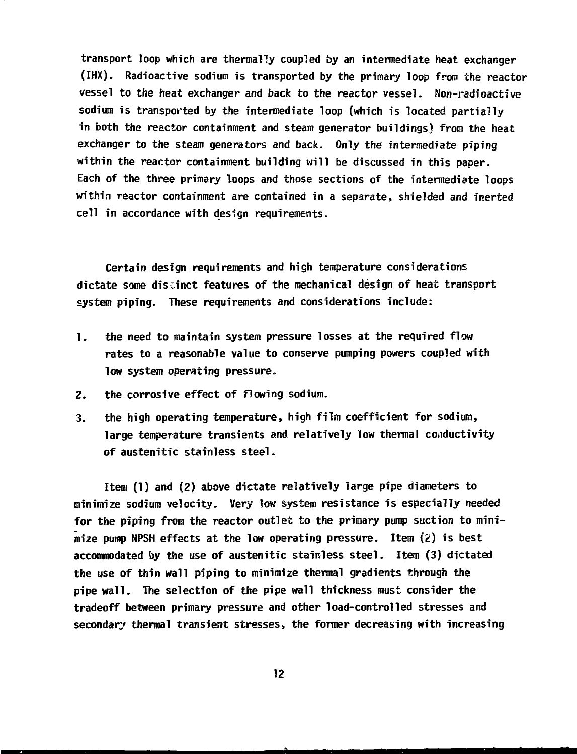transport loop which are thermally coupled by an intermediate heat exchanger (IHX). Radioactive sodium is transported by the primary loop from the reactor vessel to the heat exchanger and back to the reactor vessel. Non-radioactive sodium is transported by the intermediate loop (which is located partially in both the reactor containment and steam generator buildings) from the heat exchanger to the steam generators and back. Only the intermediate piping within the reactor containment building will be discussed in this paper. Each of the three primary loops and those sections of the intermediate loops within reactor containment are contained in a separate, shielded and inerted cell in accordance with design requirements.

Certain design requirements and high temperature considerations dictate some distinct features of the mechanical design of heat transport system piping. These requirements and considerations include:

1. the need to maintain system pressure losses at the required flow rates to a reasonable value to conserve pumping powers coupled with low system operating pressure.
2. the corrosive effect of flowing sodium.
3. the high operating temperature, high film coefficient for sodium, large temperature transients and relatively low thermal conductivity of austenitic stainless steel.

Item (1) and (2) above dictate relatively large pipe diameters to minimize sodium velocity. Very low system resistance is especially needed for the piping from the reactor outlet to the primary pump suction to minimize pump NPSH effects at the low operating pressure. Item (2) is best accommodated by the use of austenitic stainless steel. Item (3) dictated the use of thin wall piping to minimize thermal gradients through the pipe wall. The selection of the pipe wall thickness must consider the tradeoff between primary pressure and other load-controlled stresses and secondary thermal transient stresses, the former decreasing with increasing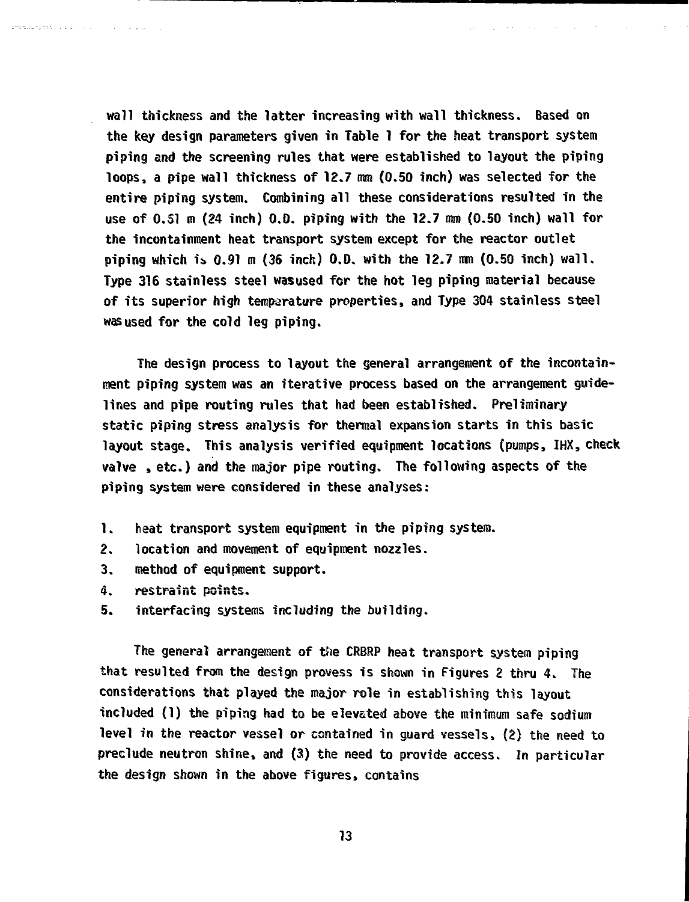wall thickness and the latter increasing with wall thickness. Based on the key design parameters given in Table 1 for the heat transport system piping and the screening rules that were established to layout the piping loops, a pipe wall thickness of 12.7 mm (0.50 inch) was selected for the entire piping system. Combining all these considerations resulted in the use of 0.61 m (24 inch) O.D. piping with the 12.7 mm (0.50 inch) wall for the incontainment heat transport system except for the reactor outlet piping which is 0.91 m (36 inch) O.D. with the 12.7 mm (0.50 inch) wall. Type 316 stainless steel was used for the hot leg piping material because of its superior high temperature properties, and Type 304 stainless steel was used for the cold leg piping.

The design process to layout the general arrangement of the incontainment piping system was an iterative process based on the arrangement guidelines and pipe routing rules that had been established. Preliminary static piping stress analysis for thermal expansion starts in this basic layout stage. This analysis verified equipment locations (pumps, IHX, check valve , etc.) and the major pipe routing. The following aspects of the piping system were considered in these analyses:

1. heat transport system equipment in the piping system.
2. location and movement of equipment nozzles.
3. method of equipment support.
4. restraint points.
5. interfacing systems including the building.

The general arrangement of the CRBRP heat transport system piping that resulted from the design provess is shown in Figures 2 thru 4. The considerations that played the major role in establishing this layout included (1) the piping had to be elevated above the minimum safe sodium level in the reactor vessel or contained in guard vessels, (2) the need to preclude neutron shine, and (3) the need to provide access. In particular the design shown in the above figures, contains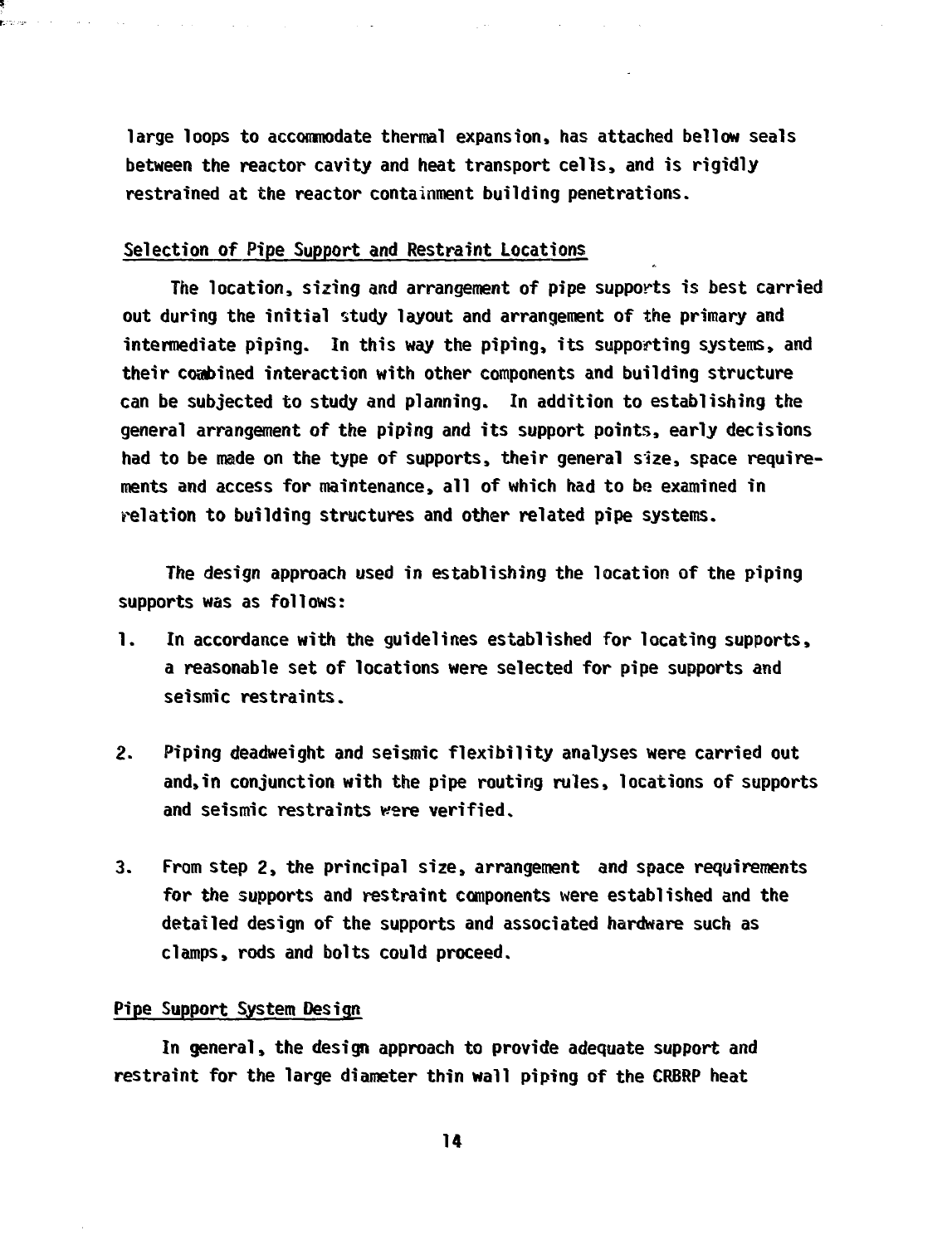large loops to accommodate thermal expansion, has attached bellow seals between the reactor cavity and heat transport cells, and is rigidly restrained at the reactor containment building penetrations.

## Selection of Pipe Support and Restraint Locations

The location, sizing and arrangement of pipe supports is best carried out during the initial study layout and arrangement of the primary and intermediate piping. In this way the piping, its supporting systems, and their combined interaction with other components and building structure can be subjected to study and planning. In addition to establishing the general arrangement of the piping and its support points, early decisions had to be made on the type of supports, their general size, space requirements and access for maintenance, all of which had to be examined in relation to building structures and other related pipe systems.

The design approach used in establishing the location of the piping supports was as follows:

1. In accordance with the guidelines established for locating supports, a reasonable set of locations were selected for pipe supports and seismic restraints.

2. Piping deadweight and seismic flexibility analyses were carried out and, in conjunction with the pipe routing rules, locations of supports and seismic restraints were verified.

3. From step 2, the principal size, arrangement and space requirements for the supports and restraint components were established and the detailed design of the supports and associated hardware such as clamps, rods and bolts could proceed.

## Pipe Support System Design

In general, the design approach to provide adequate support and restraint for the large diameter thin wall piping of the CRBRP heat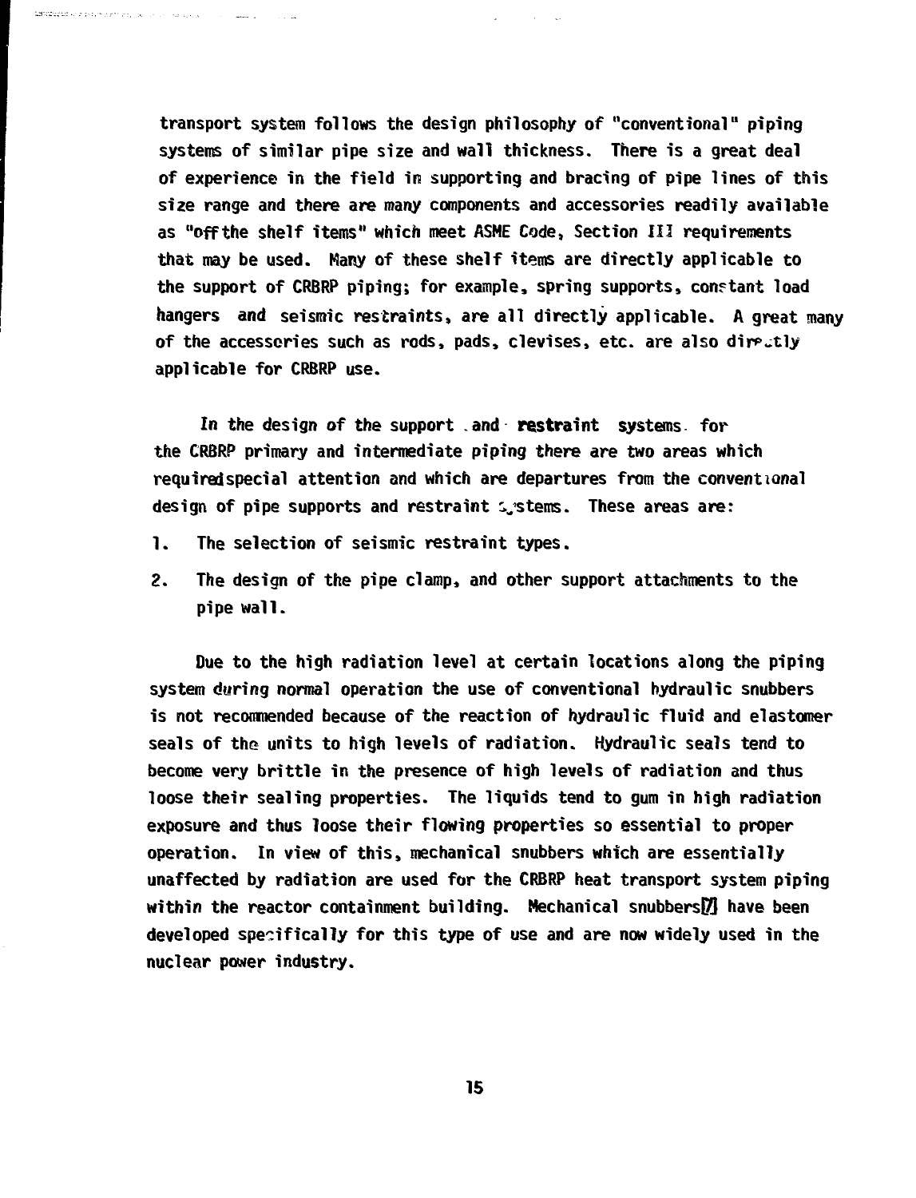transport system follows the design philosophy of "conventional" piping systems of similar pipe size and wall thickness. There is a great deal of experience in the field in supporting and bracing of pipe lines of this size range and there are many components and accessories readily available as "off the shelf items" which meet ASME Code, Section III requirements that may be used. Many of these shelf items are directly applicable to the support of CRBRP piping; for example, spring supports, constant load hangers and seismic restraints, are all directly applicable. A great many of the accessories such as rods, pads, clevises, etc. are also directly applicable for CRBRP use.

In the design of the support and restraint systems for the CRBRP primary and intermediate piping there are two areas which required special attention and which are departures from the conventional design of pipe supports and restraint systems. These areas are:

1. The selection of seismic restraint types.
2. The design of the pipe clamp, and other support attachments to the pipe wall.

Due to the high radiation level at certain locations along the piping system during normal operation the use of conventional hydraulic snubbers is not recommended because of the reaction of hydraulic fluid and elastomer seals of the units to high levels of radiation. Hydraulic seals tend to become very brittle in the presence of high levels of radiation and thus loose their sealing properties. The liquids tend to gum in high radiation exposure and thus loose their flowing properties so essential to proper operation. In view of this, mechanical snubbers which are essentially unaffected by radiation are used for the CRBRP heat transport system piping within the reactor containment building. Mechanical snubbers[7] have been developed specifically for this type of use and are now widely used in the nuclear power industry.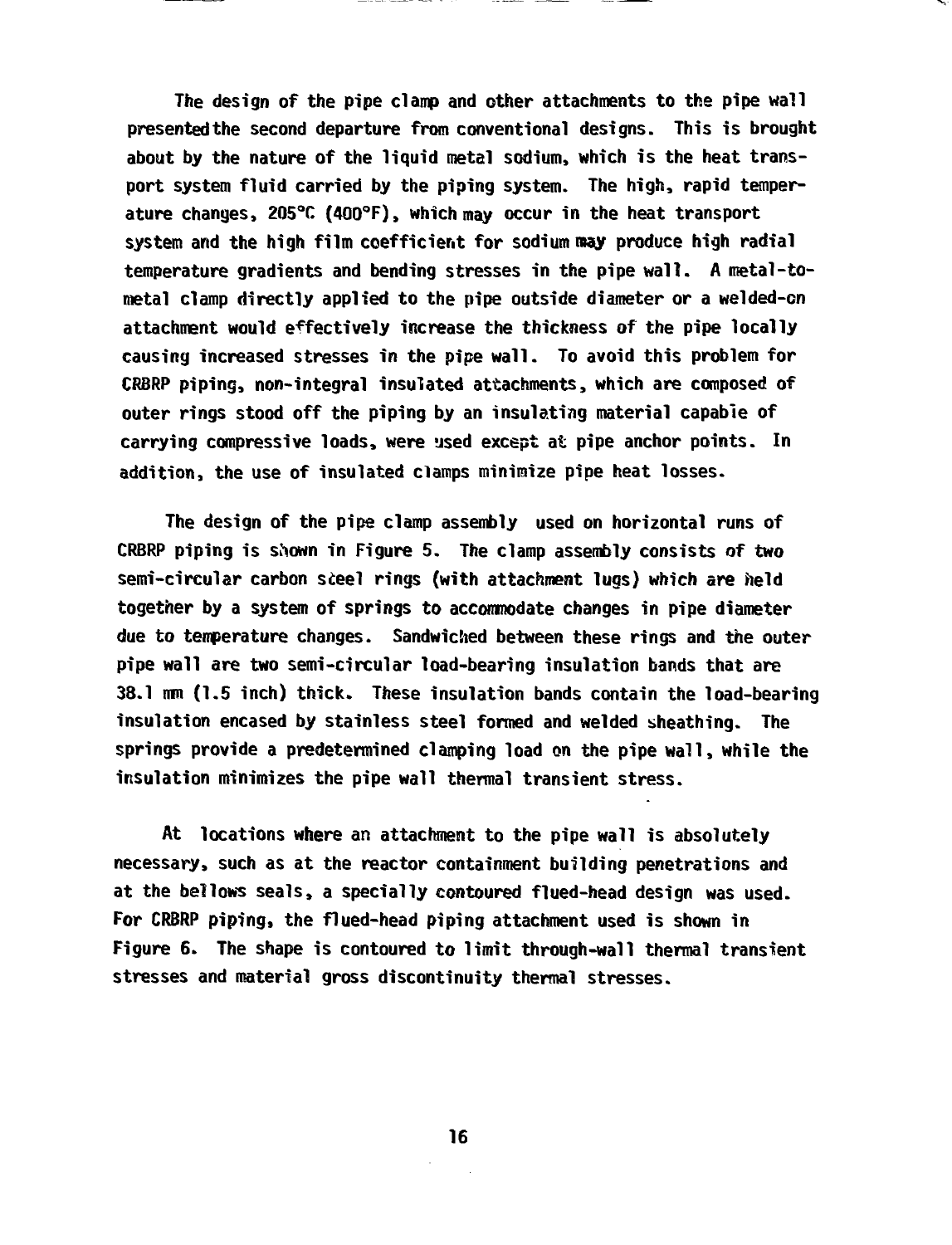The design of the pipe clamp and other attachments to the pipe wall presented the second departure from conventional designs. This is brought about by the nature of the liquid metal sodium, which is the heat transport system fluid carried by the piping system. The high, rapid temperature changes, 205°C (400°F), which may occur in the heat transport system and the high film coefficient for sodium may produce high radial temperature gradients and bending stresses in the pipe wall. A metal-to-metal clamp directly applied to the pipe outside diameter or a welded-on attachment would effectively increase the thickness of the pipe locally causing increased stresses in the pipe wall. To avoid this problem for CRBRP piping, non-integral insulated attachments, which are composed of outer rings stood off the piping by an insulating material capable of carrying compressive loads, were used except at pipe anchor points. In addition, the use of insulated clamps minimize pipe heat losses.

The design of the pipe clamp assembly used on horizontal runs of CRBRP piping is shown in Figure 5. The clamp assembly consists of two semi-circular carbon steel rings (with attachment lugs) which are held together by a system of springs to accommodate changes in pipe diameter due to temperature changes. Sandwiched between these rings and the outer pipe wall are two semi-circular load-bearing insulation bands that are 38.1 mm (1.5 inch) thick. These insulation bands contain the load-bearing insulation encased by stainless steel formed and welded sheathing. The springs provide a predetermined clamping load on the pipe wall, while the insulation minimizes the pipe wall thermal transient stress.

At locations where an attachment to the pipe wall is absolutely necessary, such as at the reactor containment building penetrations and at the bellows seals, a specially contoured flued-head design was used. For CRBRP piping, the flued-head piping attachment used is shown in Figure 6. The shape is contoured to limit through-wall thermal transient stresses and material gross discontinuity thermal stresses.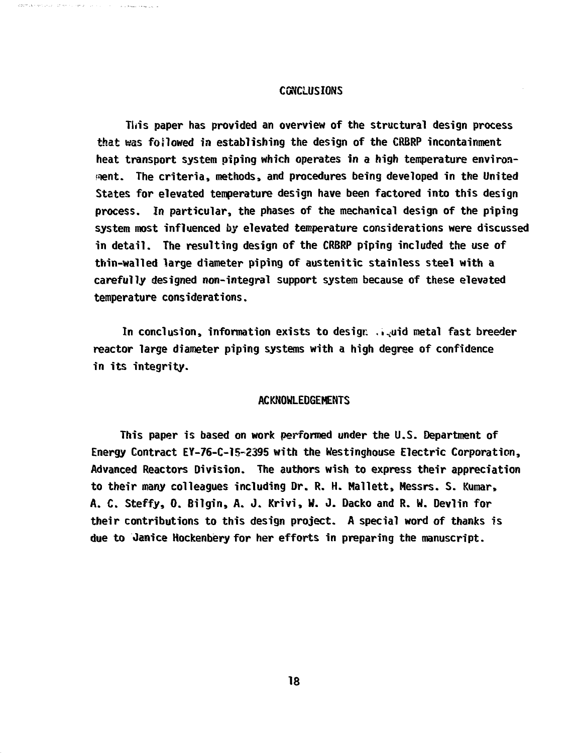## CONCLUSIONS

This paper has provided an overview of the structural design process that was followed in establishing the design of the CRBRP incontainment heat transport system piping which operates in a high temperature environment. The criteria, methods, and procedures being developed in the United States for elevated temperature design have been factored into this design process. In particular, the phases of the mechanical design of the piping system most influenced by elevated temperature considerations were discussed in detail. The resulting design of the CRBRP piping included the use of thin-walled large diameter piping of austenitic stainless steel with a carefully designed non-integral support system because of these elevated temperature considerations.

In conclusion, information exists to design liquid metal fast breeder reactor large diameter piping systems with a high degree of confidence in its integrity.

## ACKNOWLEDGEMENTS

This paper is based on work performed under the U.S. Department of Energy Contract EY-76-C-15-2395 with the Westinghouse Electric Corporation, Advanced Reactors Division. The authors wish to express their appreciation to their many colleagues including Dr. R. H. Mallett, Messrs. S. Kumar, A. C. Steffy, O. Bilgin, A. J. Krivi, W. J. Dacko and R. W. Devlin for their contributions to this design project. A special word of thanks is due to Janice Hockenbery for her efforts in preparing the manuscript.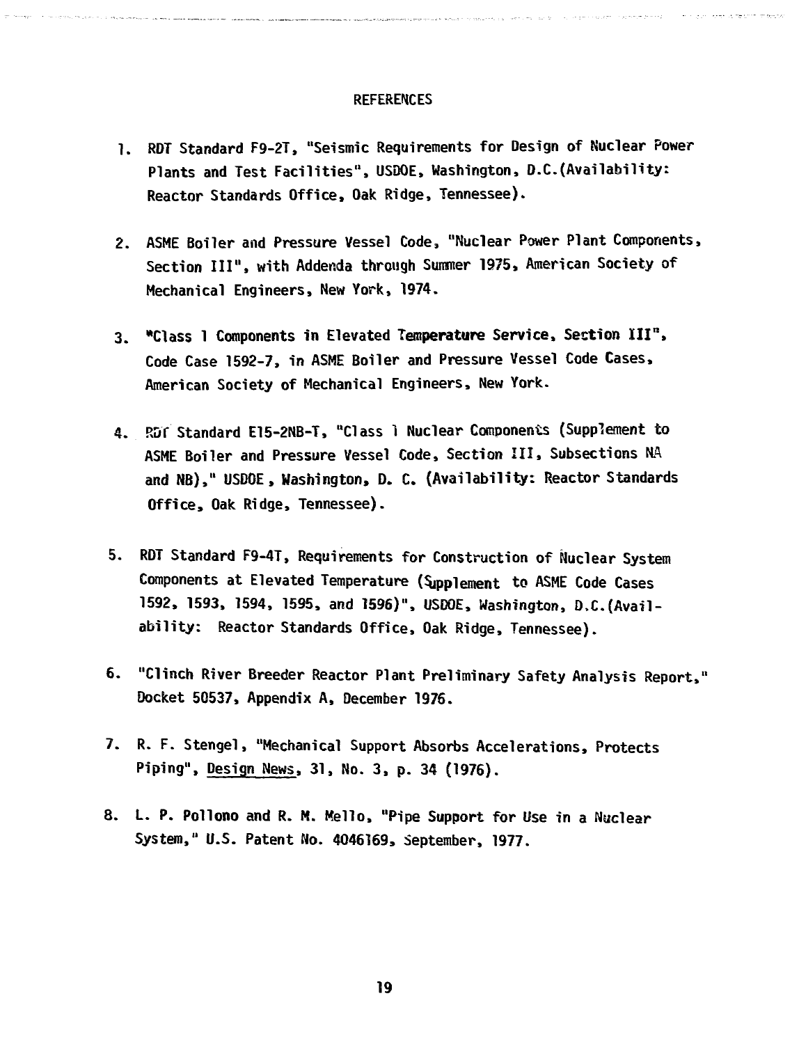# REFERENCES

1. RDT Standard F9-2T, "Seismic Requirements for Design of Nuclear Power Plants and Test Facilities", USDOE, Washington, D.C.(Availability: Reactor Standards Office, Oak Ridge, Tennessee).

2. ASME Boiler and Pressure Vessel Code, "Nuclear Power Plant Components, Section III", with Addenda through Summer 1975, American Society of Mechanical Engineers, New York, 1974.

3. "Class 1 Components in Elevated Temperature Service, Section III", Code Case 1592-7, in ASME Boiler and Pressure Vessel Code Cases, American Society of Mechanical Engineers, New York.

4. RDT Standard E15-2NB-T, "Class 1 Nuclear Components (Supplement to ASME Boiler and Pressure Vessel Code, Section III, Subsections NA and NB)," USDOE, Washington, D. C. (Availability: Reactor Standards Office, Oak Ridge, Tennessee).

5. RDT Standard F9-4T, Requirements for Construction of Nuclear System Components at Elevated Temperature (Supplement to ASME Code Cases 1592, 1593, 1594, 1595, and 1596)", USDOE, Washington, D.C.(Availability: Reactor Standards Office, Oak Ridge, Tennessee).

6. "Clinch River Breeder Reactor Plant Preliminary Safety Analysis Report," Docket 50537, Appendix A, December 1976.

7. R. F. Stengel, "Mechanical Support Absorbs Accelerations, Protects Piping", Design News, 31, No. 3, p. 34 (1976).

8. L. P. Pollono and R. M. Mello, "Pipe Support for Use in a Nuclear System," U.S. Patent No. 4046169, September, 1977.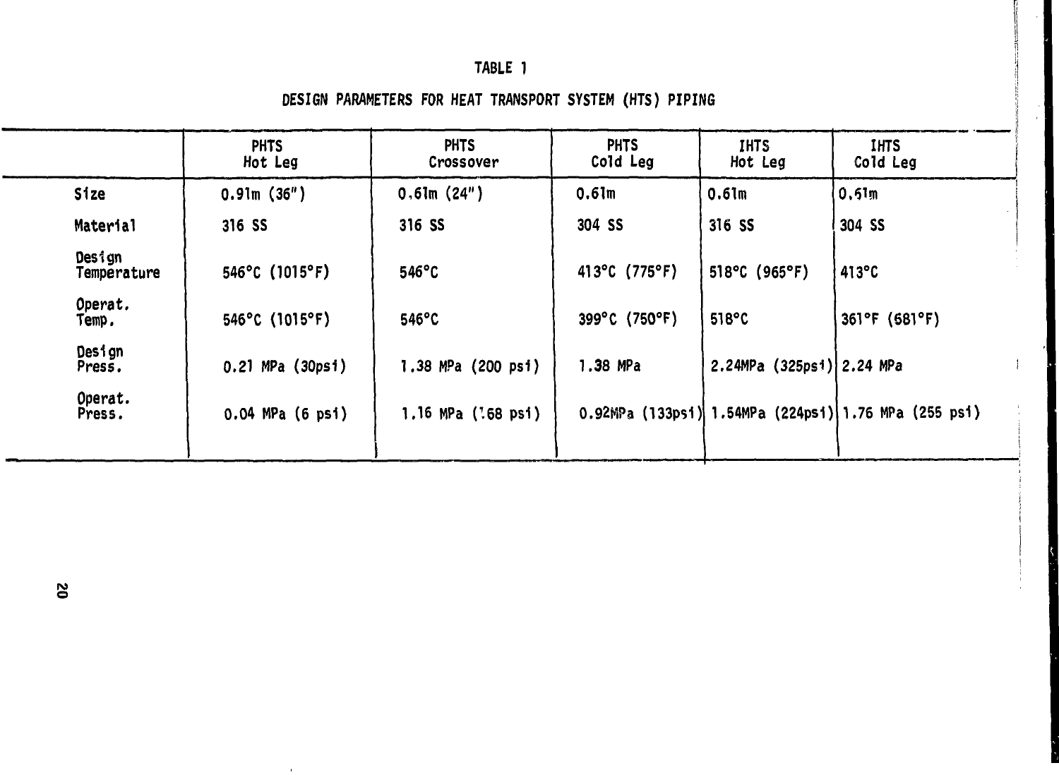TABLE 1

DESIGN PARAMETERS FOR HEAT TRANSPORT SYSTEM (HTS) PIPING

| | PHTS Hot Leg | PHTS Crossover | PHTS Cold Leg | IHTS Hot Leg | IHTS Cold Leg |
|---|---|---|---|---|---|
| Size | 0.91m (36") | 0.61m (24") | 0.61m | 0.61m | 0.61m |
| Material | 316 SS | 316 SS | 304 SS | 316 SS | 304 SS |
| Design Temperature | 546°C (1015°F) | 546°C | 413°C (775°F) | 518°C (965°F) | 413°C |
| Operat. Temp. | 546°C (1015°F) | 546°C | 399°C (750°F) | 518°C | 361°F (681°F) |
| Design Press. | 0.21 MPa (30psi) | 1.38 MPa (200 psi) | 1.38 MPa | 2.24MPa (325psi) | 2.24 MPa |
| Operat. Press. | 0.04 MPa (6 psi) | 1.16 MPa (168 psi) | 0.92MPa (133psi) | 1.54MPa (224psi) | 1.76 MPa (255 psi) |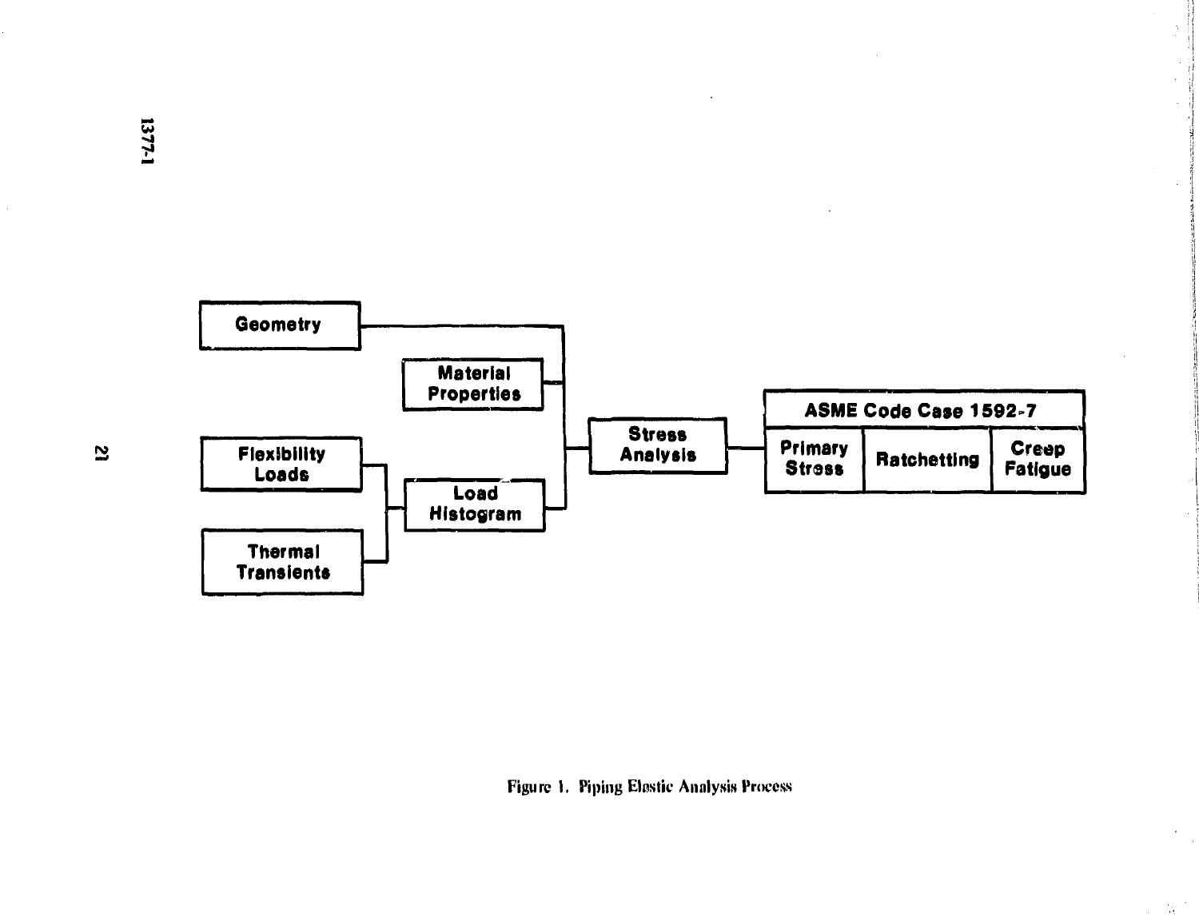Geometry

Material Properties

Flexibility Loads

Load Histogram

Thermal Transients

Stress Analysis

| ASME Code Case 1592-7 | | |
|---|---|---|
| Primary Stress | Ratchetting | Creep Fatigue |

Figure 1. Piping Elastic Analysis Process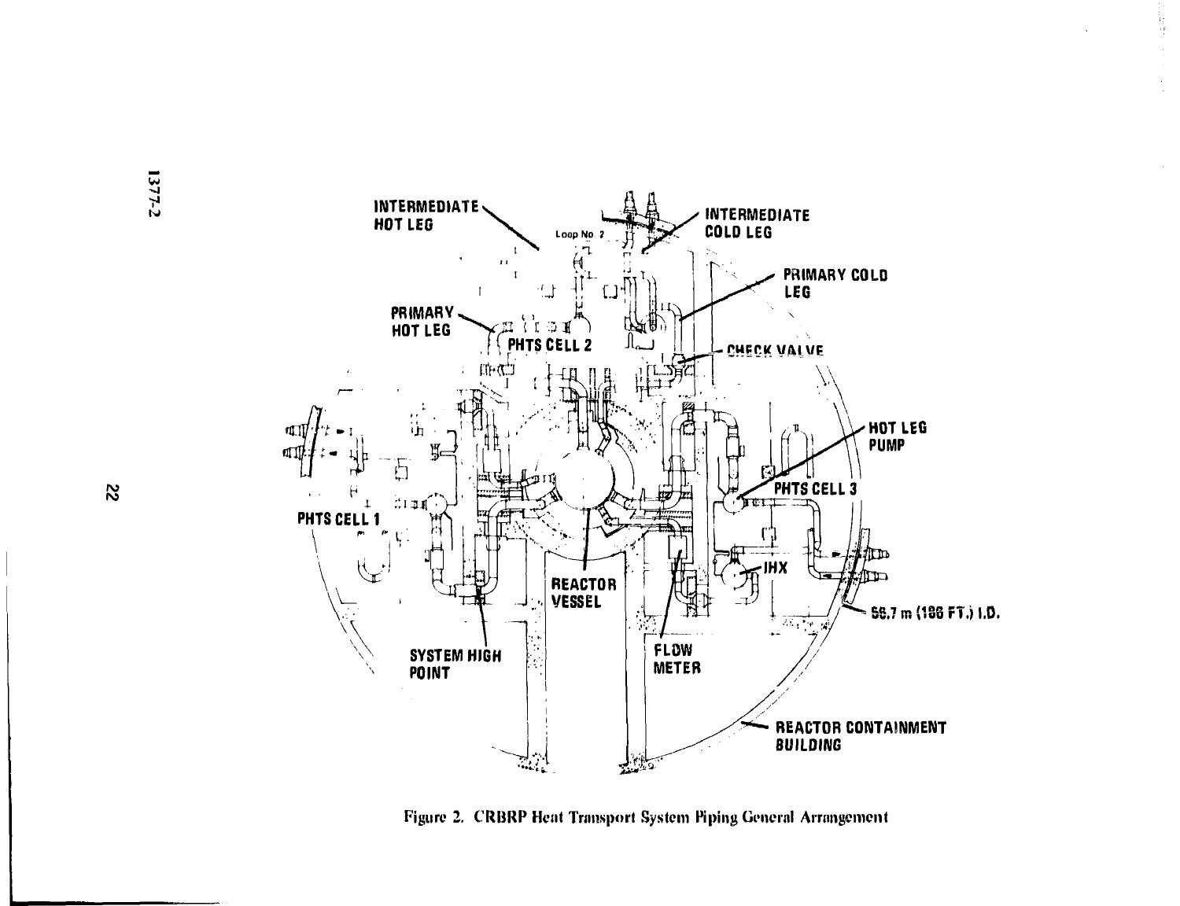Figure 2. CRBRP Heat Transport System Piping General Arrangement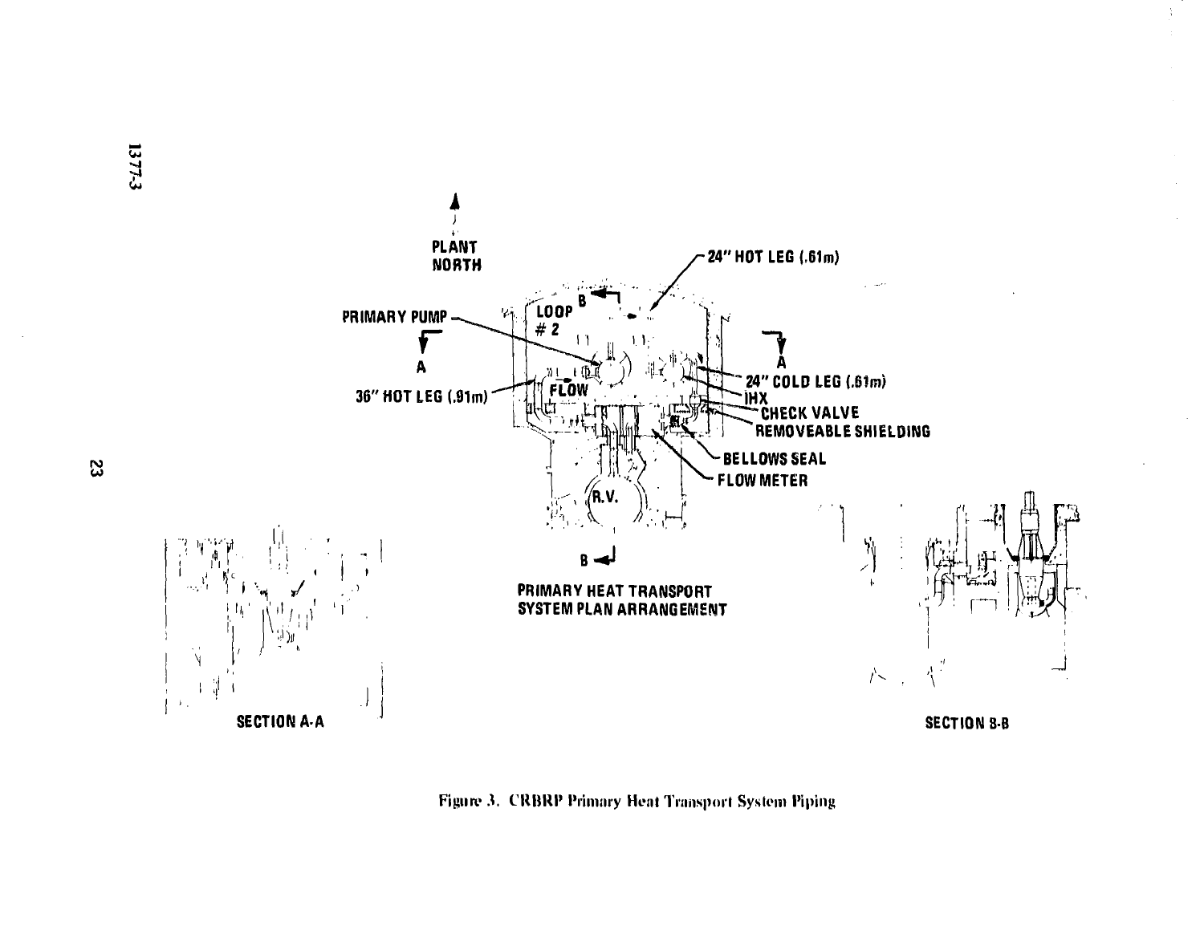PLANT NORTH

24" HOT LEG (.61m)

LOOP #2

PRIMARY PUMP

A

36" HOT LEG (.91m)

FLOW

24" COLD LEG (.61m)

IHX

CHECK VALVE

REMOVEABLE SHIELDING

BELLOWS SEAL

FLOW METER

R.V.

B

PRIMARY HEAT TRANSPORT SYSTEM PLAN ARRANGEMENT

SECTION A-A

SECTION B-B

Figure 3. CRBRP Primary Heat Transport System Piping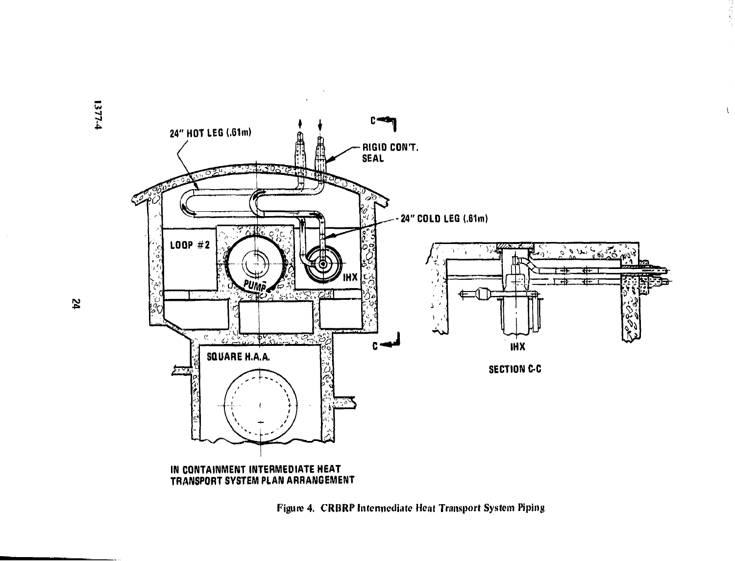IN CONTAINMENT INTERMEDIATE HEAT TRANSPORT SYSTEM PLAN ARRANGEMENT

SECTION C-C

Figure 4. CRBRP Intermediate Heat Transport System Piping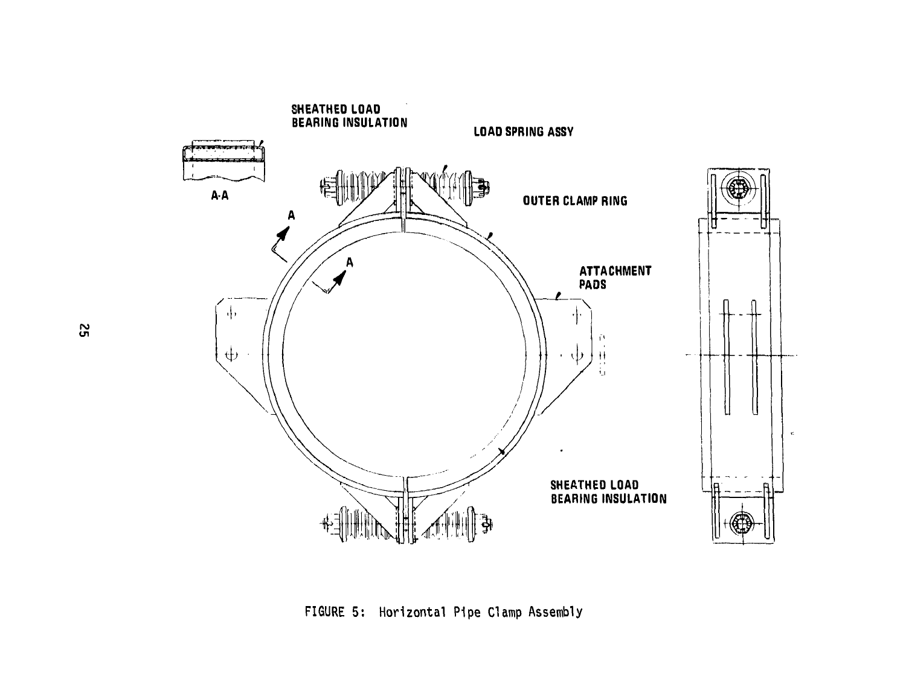SHEATHED LOAD BEARING INSULATION

LOAD SPRING ASSY

OUTER CLAMP RING

ATTACHMENT PADS

SHEATHED LOAD BEARING INSULATION

A-A

FIGURE 5: Horizontal Pipe Clamp Assembly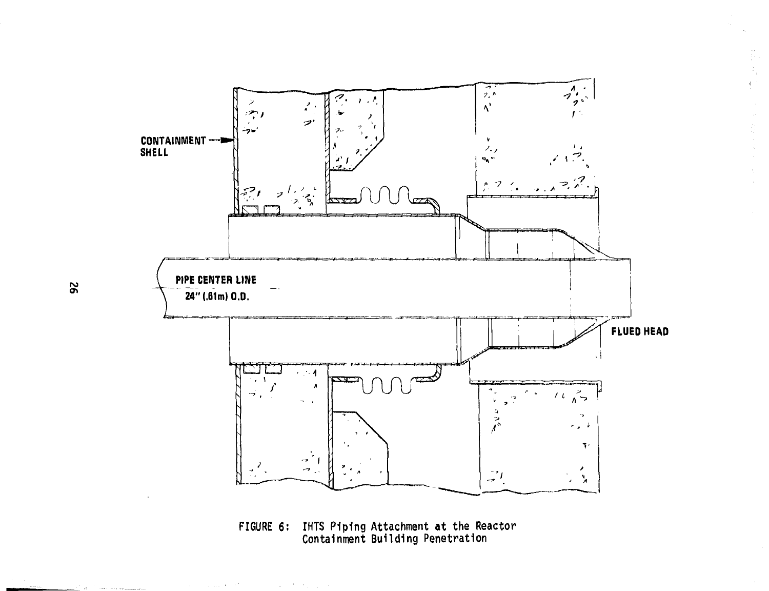CONTAINMENT SHELL

PIPE CENTER LINE

24" (.61m) O.D.

FLUED HEAD

FIGURE 6: IHTS Piping Attachment at the Reactor Containment Building Penetration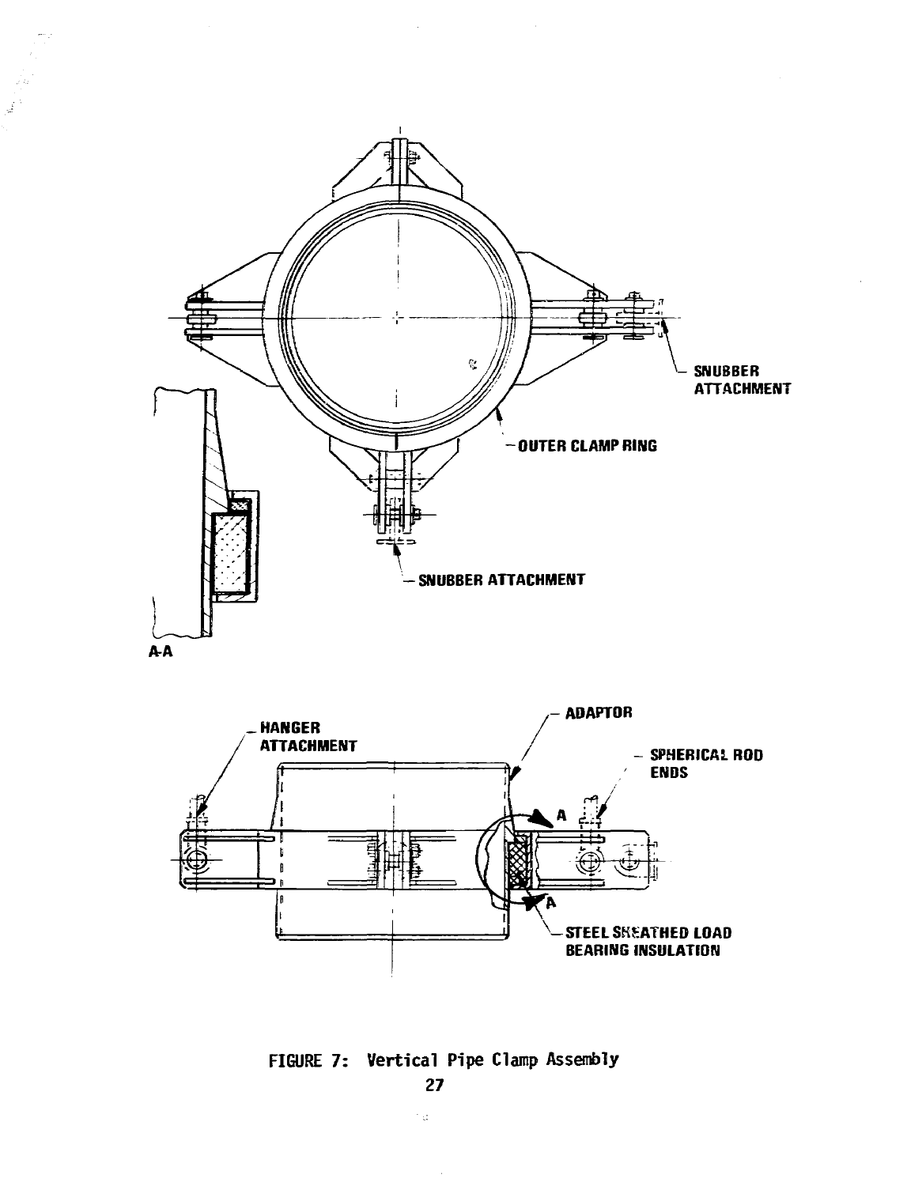SNUBBER ATTACHMENT

OUTER CLAMP RING

SNUBBER ATTACHMENT

A-A

HANGER ATTACHMENT

ADAPTOR

SPHERICAL ROD ENDS

A

A

STEEL SHEATHED LOAD BEARING INSULATION

FIGURE 7: Vertical Pipe Clamp Assembly